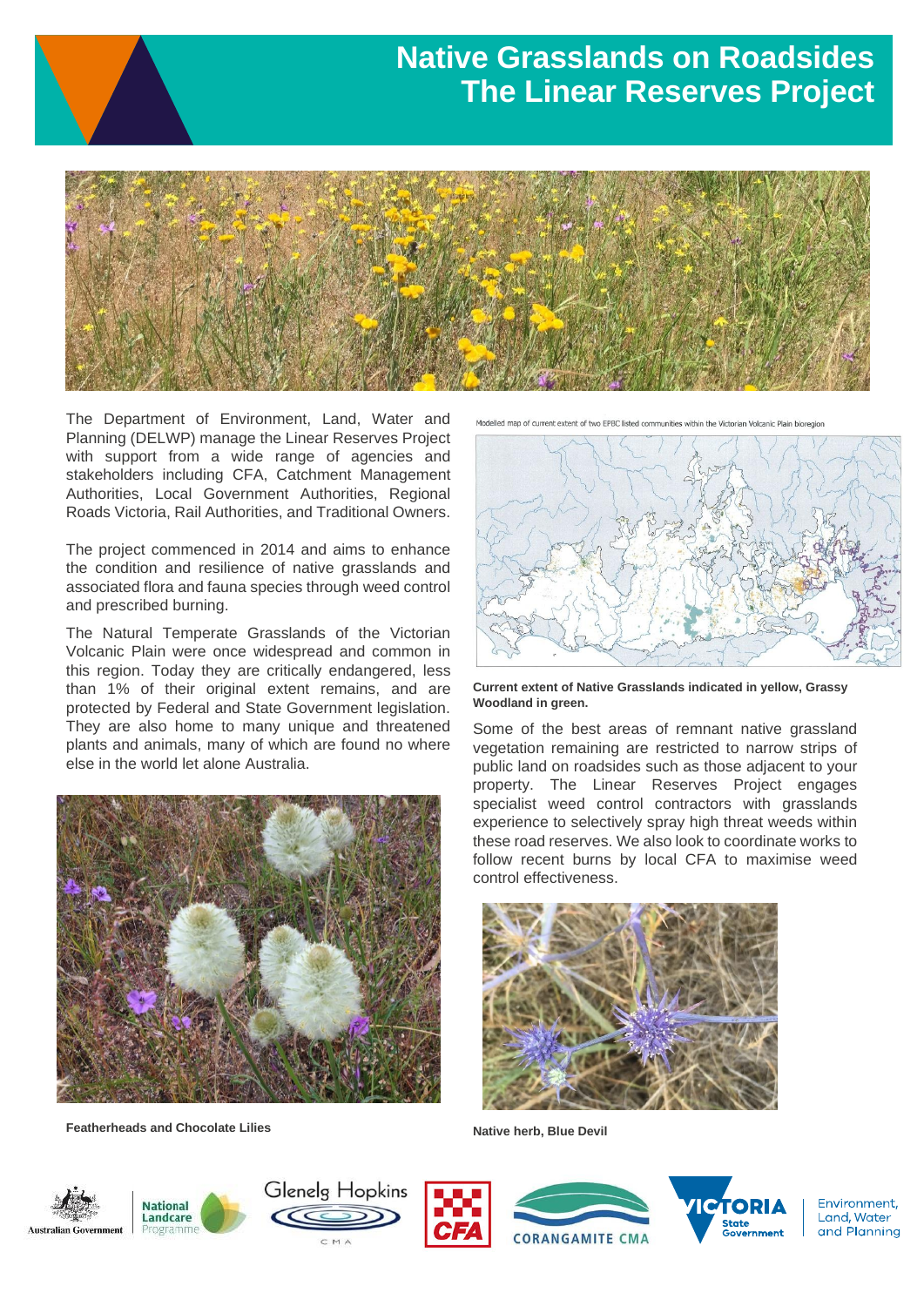# Native Grasslands on Roadsides
# The Linear Reserves Project

The Department of Environment, Land, Water and Planning (DELWP) manage the Linear Reserves Project with support from a wide range of agencies and stakeholders including CFA, Catchment Management Authorities, Local Government Authorities, Regional Roads Victoria, Rail Authorities, and Traditional Owners.

The project commenced in 2014 and aims to enhance the condition and resilience of native grasslands and associated flora and fauna species through weed control and prescribed burning.

The Natural Temperate Grasslands of the Victorian Volcanic Plain were once widespread and common in this region. Today they are critically endangered, less than 1% of their original extent remains, and are protected by Federal and State Government legislation. They are also home to many unique and threatened plants and animals, many of which are found no where else in the world let alone Australia.

**Featherheads and Chocolate Lilies**

Modelled map of current extent of two EPBC listed communities within the Victorian Volcanic Plain bioregion

**Current extent of Native Grasslands indicated in yellow, Grassy Woodland in green.**

Some of the best areas of remnant native grassland vegetation remaining are restricted to narrow strips of public land on roadsides such as those adjacent to your property. The Linear Reserves Project engages specialist weed control contractors with grasslands experience to selectively spray high threat weeds within these road reserves. We also look to coordinate works to follow recent burns by local CFA to maximise weed control effectiveness.

**Native herb, Blue Devil**

Australian Government | National Landcare Programme | Glenelg Hopkins CMA | CFA | Corangamite CMA | Victoria State Government | Environment, Land, Water and Planning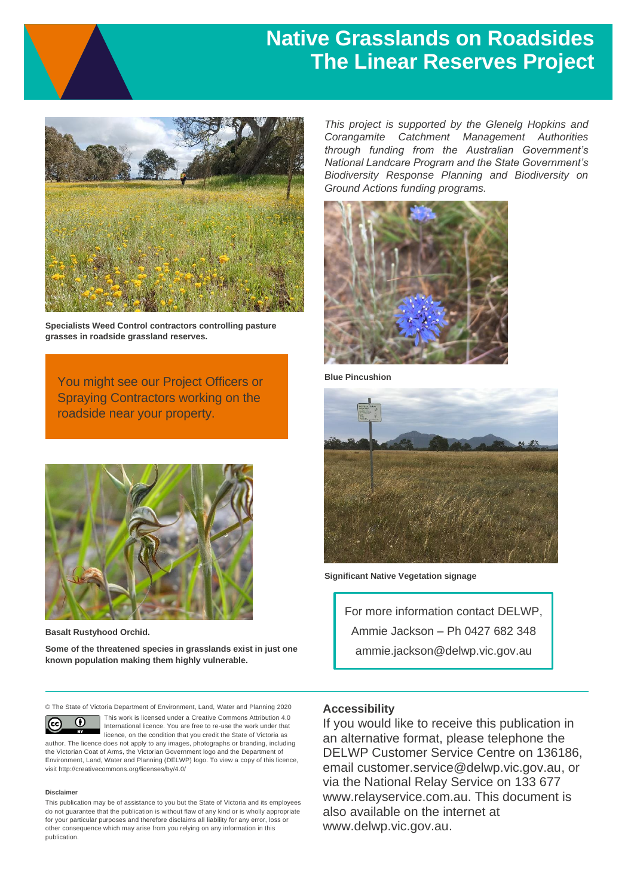# Native Grasslands on Roadsides
# The Linear Reserves Project

**Specialists Weed Control contractors controlling pasture grasses in roadside grassland reserves.**

You might see our Project Officers or Spraying Contractors working on the roadside near your property.

**Basalt Rustyhood Orchid.**

**Some of the threatened species in grasslands exist in just one known population making them highly vulnerable.**

*This project is supported by the Glenelg Hopkins and Corangamite Catchment Management Authorities through funding from the Australian Government's National Landcare Program and the State Government's Biodiversity Response Planning and Biodiversity on Ground Actions funding programs.*

**Blue Pincushion**

**Significant Native Vegetation signage**

For more information contact DELWP,
Ammie Jackson – Ph 0427 682 348
ammie.jackson@delwp.vic.gov.au

---

© The State of Victoria Department of Environment, Land, Water and Planning 2020

This work is licensed under a Creative Commons Attribution 4.0 International licence. You are free to re-use the work under that licence, on the condition that you credit the State of Victoria as author. The licence does not apply to any images, photographs or branding, including the Victorian Coat of Arms, the Victorian Government logo and the Department of Environment, Land, Water and Planning (DELWP) logo. To view a copy of this licence, visit http://creativecommons.org/licenses/by/4.0/

**Disclaimer**

This publication may be of assistance to you but the State of Victoria and its employees do not guarantee that the publication is without flaw of any kind or is wholly appropriate for your particular purposes and therefore disclaims all liability for any error, loss or other consequence which may arise from you relying on any information in this publication.

## Accessibility

If you would like to receive this publication in an alternative format, please telephone the DELWP Customer Service Centre on 136186, email customer.service@delwp.vic.gov.au, or via the National Relay Service on 133 677 www.relayservice.com.au. This document is also available on the internet at www.delwp.vic.gov.au.